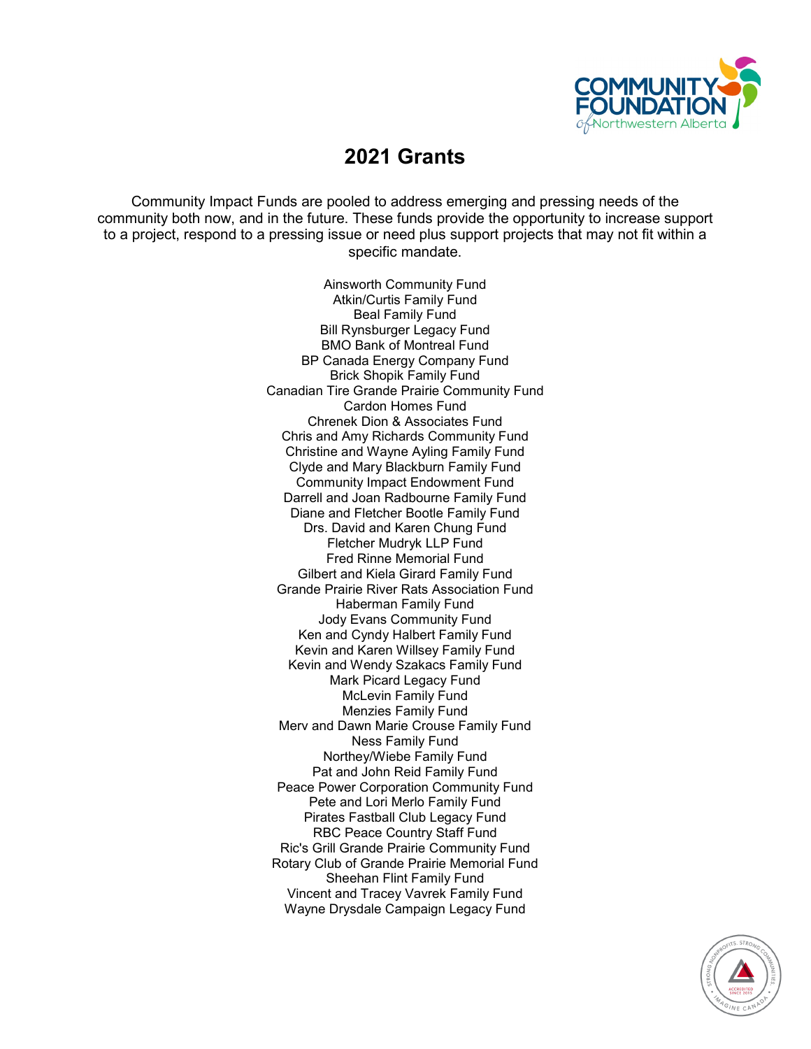# 2021 Grants

Community Impact Funds are pooled to address emerging and pressing needs of the community both now, and in the future. These funds provide the opportunity to increase support to a project, respond to a pressing issue or need plus support projects that may not fit within a specific mandate.

Ainsworth Community Fund
Atkin/Curtis Family Fund
Beal Family Fund
Bill Rynsburger Legacy Fund
BMO Bank of Montreal Fund
BP Canada Energy Company Fund
Brick Shopik Family Fund
Canadian Tire Grande Prairie Community Fund
Cardon Homes Fund
Chrenek Dion & Associates Fund
Chris and Amy Richards Community Fund
Christine and Wayne Ayling Family Fund
Clyde and Mary Blackburn Family Fund
Community Impact Endowment Fund
Darrell and Joan Radbourne Family Fund
Diane and Fletcher Bootle Family Fund
Drs. David and Karen Chung Fund
Fletcher Mudryk LLP Fund
Fred Rinne Memorial Fund
Gilbert and Kiela Girard Family Fund
Grande Prairie River Rats Association Fund
Haberman Family Fund
Jody Evans Community Fund
Ken and Cyndy Halbert Family Fund
Kevin and Karen Willsey Family Fund
Kevin and Wendy Szakacs Family Fund
Mark Picard Legacy Fund
McLevin Family Fund
Menzies Family Fund
Merv and Dawn Marie Crouse Family Fund
Ness Family Fund
Northey/Wiebe Family Fund
Pat and John Reid Family Fund
Peace Power Corporation Community Fund
Pete and Lori Merlo Family Fund
Pirates Fastball Club Legacy Fund
RBC Peace Country Staff Fund
Ric's Grill Grande Prairie Community Fund
Rotary Club of Grande Prairie Memorial Fund
Sheehan Flint Family Fund
Vincent and Tracey Vavrek Family Fund
Wayne Drysdale Campaign Legacy Fund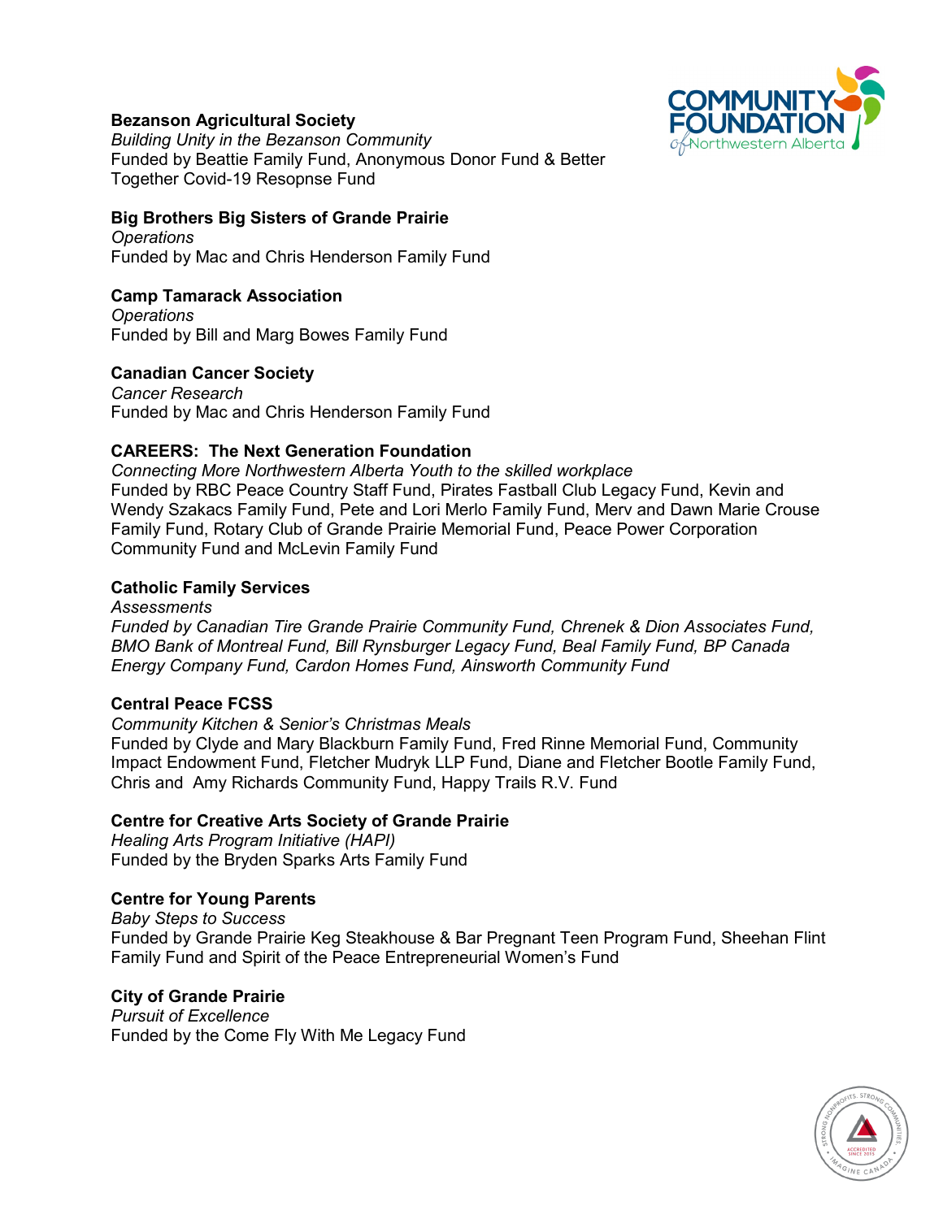**Bezanson Agricultural Society**
*Building Unity in the Bezanson Community*
Funded by Beattie Family Fund, Anonymous Donor Fund & Better Together Covid-19 Resopnse Fund

**Big Brothers Big Sisters of Grande Prairie**
*Operations*
Funded by Mac and Chris Henderson Family Fund

**Camp Tamarack Association**
*Operations*
Funded by Bill and Marg Bowes Family Fund

**Canadian Cancer Society**
*Cancer Research*
Funded by Mac and Chris Henderson Family Fund

**CAREERS: The Next Generation Foundation**
*Connecting More Northwestern Alberta Youth to the skilled workplace*
Funded by RBC Peace Country Staff Fund, Pirates Fastball Club Legacy Fund, Kevin and Wendy Szakacs Family Fund, Pete and Lori Merlo Family Fund, Merv and Dawn Marie Crouse Family Fund, Rotary Club of Grande Prairie Memorial Fund, Peace Power Corporation Community Fund and McLevin Family Fund

**Catholic Family Services**
*Assessments*
*Funded by Canadian Tire Grande Prairie Community Fund, Chrenek & Dion Associates Fund, BMO Bank of Montreal Fund, Bill Rynsburger Legacy Fund, Beal Family Fund, BP Canada Energy Company Fund, Cardon Homes Fund, Ainsworth Community Fund*

**Central Peace FCSS**
*Community Kitchen & Senior's Christmas Meals*
Funded by Clyde and Mary Blackburn Family Fund, Fred Rinne Memorial Fund, Community Impact Endowment Fund, Fletcher Mudryk LLP Fund, Diane and Fletcher Bootle Family Fund, Chris and Amy Richards Community Fund, Happy Trails R.V. Fund

**Centre for Creative Arts Society of Grande Prairie**
*Healing Arts Program Initiative (HAPI)*
Funded by the Bryden Sparks Arts Family Fund

**Centre for Young Parents**
*Baby Steps to Success*
Funded by Grande Prairie Keg Steakhouse & Bar Pregnant Teen Program Fund, Sheehan Flint Family Fund and Spirit of the Peace Entrepreneurial Women's Fund

**City of Grande Prairie**
*Pursuit of Excellence*
Funded by the Come Fly With Me Legacy Fund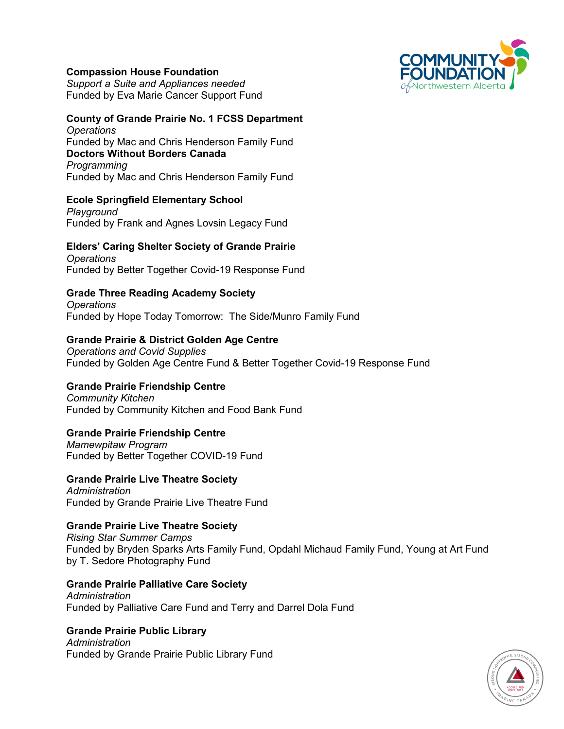**Compassion House Foundation**
*Support a Suite and Appliances needed*
Funded by Eva Marie Cancer Support Fund

**County of Grande Prairie No. 1 FCSS Department**
*Operations*
Funded by Mac and Chris Henderson Family Fund
**Doctors Without Borders Canada**
*Programming*
Funded by Mac and Chris Henderson Family Fund

**Ecole Springfield Elementary School**
*Playground*
Funded by Frank and Agnes Lovsin Legacy Fund

**Elders' Caring Shelter Society of Grande Prairie**
*Operations*
Funded by Better Together Covid-19 Response Fund

**Grade Three Reading Academy Society**
*Operations*
Funded by Hope Today Tomorrow: The Side/Munro Family Fund

**Grande Prairie & District Golden Age Centre**
*Operations and Covid Supplies*
Funded by Golden Age Centre Fund & Better Together Covid-19 Response Fund

**Grande Prairie Friendship Centre**
*Community Kitchen*
Funded by Community Kitchen and Food Bank Fund

**Grande Prairie Friendship Centre**
*Mamewpitaw Program*
Funded by Better Together COVID-19 Fund

**Grande Prairie Live Theatre Society**
*Administration*
Funded by Grande Prairie Live Theatre Fund

**Grande Prairie Live Theatre Society**
*Rising Star Summer Camps*
Funded by Bryden Sparks Arts Family Fund, Opdahl Michaud Family Fund, Young at Art Fund by T. Sedore Photography Fund

**Grande Prairie Palliative Care Society**
*Administration*
Funded by Palliative Care Fund and Terry and Darrel Dola Fund

**Grande Prairie Public Library**
*Administration*
Funded by Grande Prairie Public Library Fund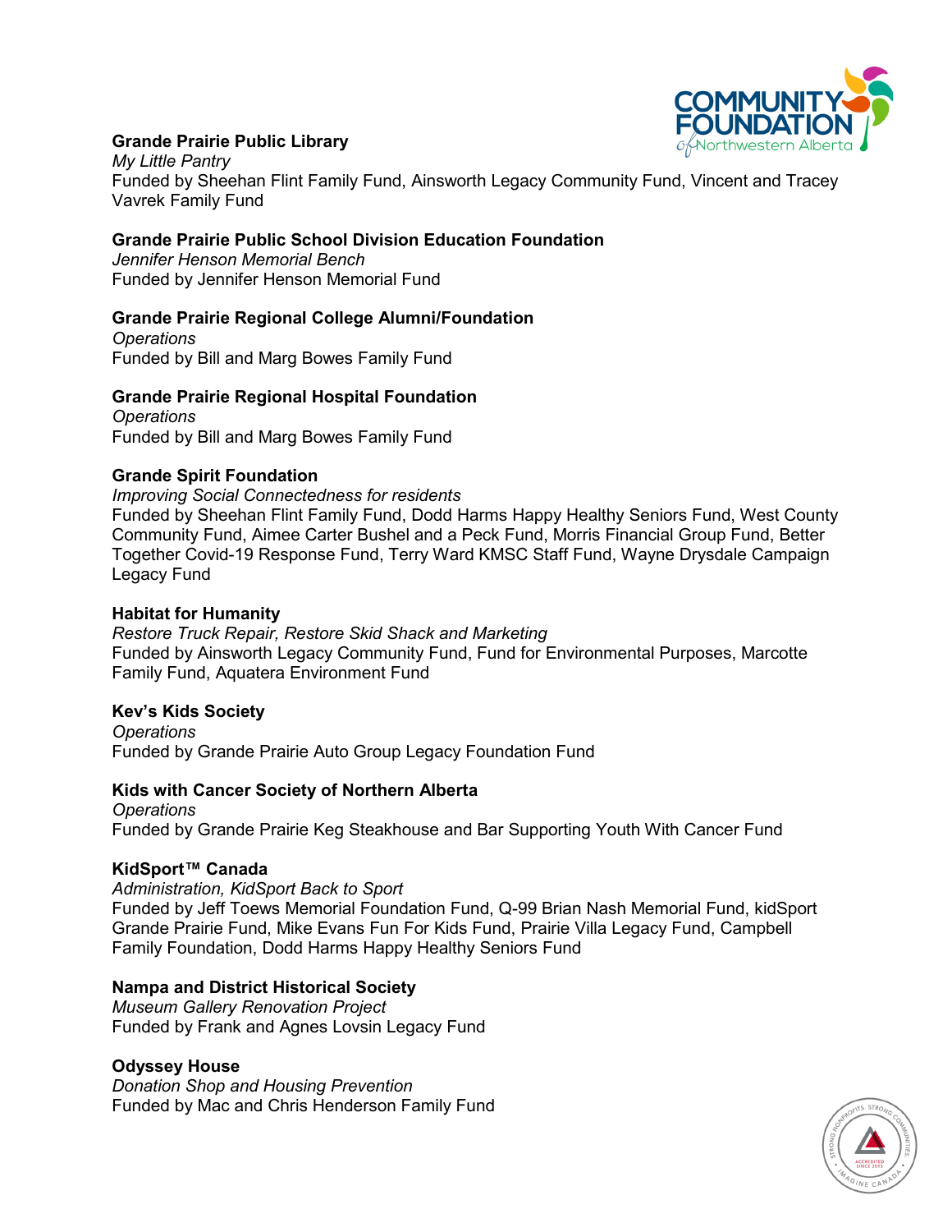**Grande Prairie Public Library**
*My Little Pantry*
Funded by Sheehan Flint Family Fund, Ainsworth Legacy Community Fund, Vincent and Tracey Vavrek Family Fund

**Grande Prairie Public School Division Education Foundation**
*Jennifer Henson Memorial Bench*
Funded by Jennifer Henson Memorial Fund

**Grande Prairie Regional College Alumni/Foundation**
*Operations*
Funded by Bill and Marg Bowes Family Fund

**Grande Prairie Regional Hospital Foundation**
*Operations*
Funded by Bill and Marg Bowes Family Fund

**Grande Spirit Foundation**
*Improving Social Connectedness for residents*
Funded by Sheehan Flint Family Fund, Dodd Harms Happy Healthy Seniors Fund, West County Community Fund, Aimee Carter Bushel and a Peck Fund, Morris Financial Group Fund, Better Together Covid-19 Response Fund, Terry Ward KMSC Staff Fund, Wayne Drysdale Campaign Legacy Fund

**Habitat for Humanity**
*Restore Truck Repair, Restore Skid Shack and Marketing*
Funded by Ainsworth Legacy Community Fund, Fund for Environmental Purposes, Marcotte Family Fund, Aquatera Environment Fund

**Kev's Kids Society**
*Operations*
Funded by Grande Prairie Auto Group Legacy Foundation Fund

**Kids with Cancer Society of Northern Alberta**
*Operations*
Funded by Grande Prairie Keg Steakhouse and Bar Supporting Youth With Cancer Fund

**KidSport™ Canada**
*Administration, KidSport Back to Sport*
Funded by Jeff Toews Memorial Foundation Fund, Q-99 Brian Nash Memorial Fund, kidSport Grande Prairie Fund, Mike Evans Fun For Kids Fund, Prairie Villa Legacy Fund, Campbell Family Foundation, Dodd Harms Happy Healthy Seniors Fund

**Nampa and District Historical Society**
*Museum Gallery Renovation Project*
Funded by Frank and Agnes Lovsin Legacy Fund

**Odyssey House**
*Donation Shop and Housing Prevention*
Funded by Mac and Chris Henderson Family Fund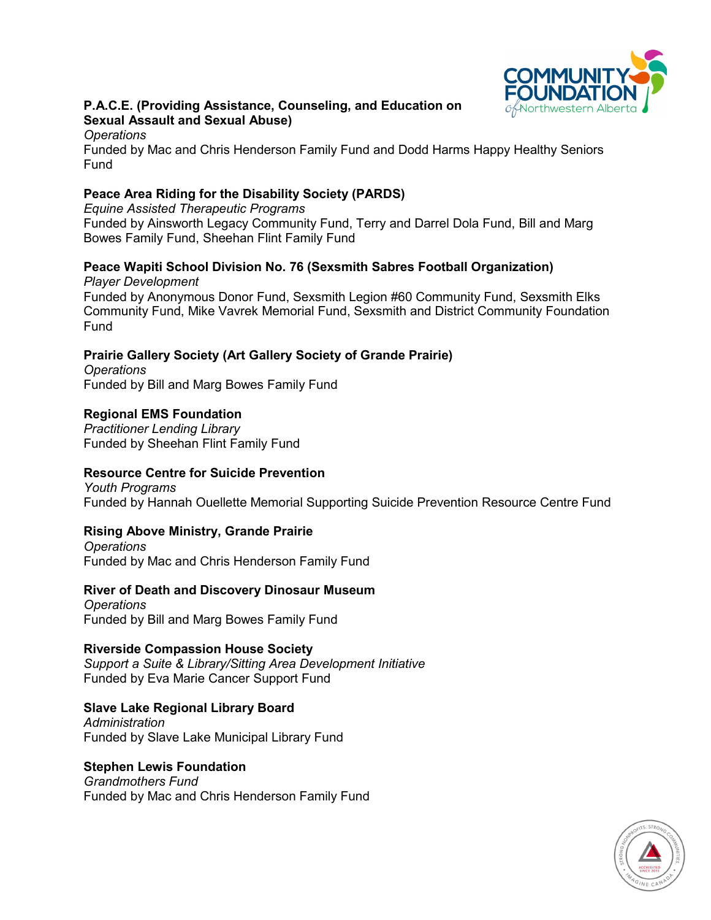**P.A.C.E. (Providing Assistance, Counseling, and Education on Sexual Assault and Sexual Abuse)**
*Operations*
Funded by Mac and Chris Henderson Family Fund and Dodd Harms Happy Healthy Seniors Fund

**Peace Area Riding for the Disability Society (PARDS)**
*Equine Assisted Therapeutic Programs*
Funded by Ainsworth Legacy Community Fund, Terry and Darrel Dola Fund, Bill and Marg Bowes Family Fund, Sheehan Flint Family Fund

**Peace Wapiti School Division No. 76 (Sexsmith Sabres Football Organization)**
*Player Development*
Funded by Anonymous Donor Fund, Sexsmith Legion #60 Community Fund, Sexsmith Elks Community Fund, Mike Vavrek Memorial Fund, Sexsmith and District Community Foundation Fund

**Prairie Gallery Society (Art Gallery Society of Grande Prairie)**
*Operations*
Funded by Bill and Marg Bowes Family Fund

**Regional EMS Foundation**
*Practitioner Lending Library*
Funded by Sheehan Flint Family Fund

**Resource Centre for Suicide Prevention**
*Youth Programs*
Funded by Hannah Ouellette Memorial Supporting Suicide Prevention Resource Centre Fund

**Rising Above Ministry, Grande Prairie**
*Operations*
Funded by Mac and Chris Henderson Family Fund

**River of Death and Discovery Dinosaur Museum**
*Operations*
Funded by Bill and Marg Bowes Family Fund

**Riverside Compassion House Society**
*Support a Suite & Library/Sitting Area Development Initiative*
Funded by Eva Marie Cancer Support Fund

**Slave Lake Regional Library Board**
*Administration*
Funded by Slave Lake Municipal Library Fund

**Stephen Lewis Foundation**
*Grandmothers Fund*
Funded by Mac and Chris Henderson Family Fund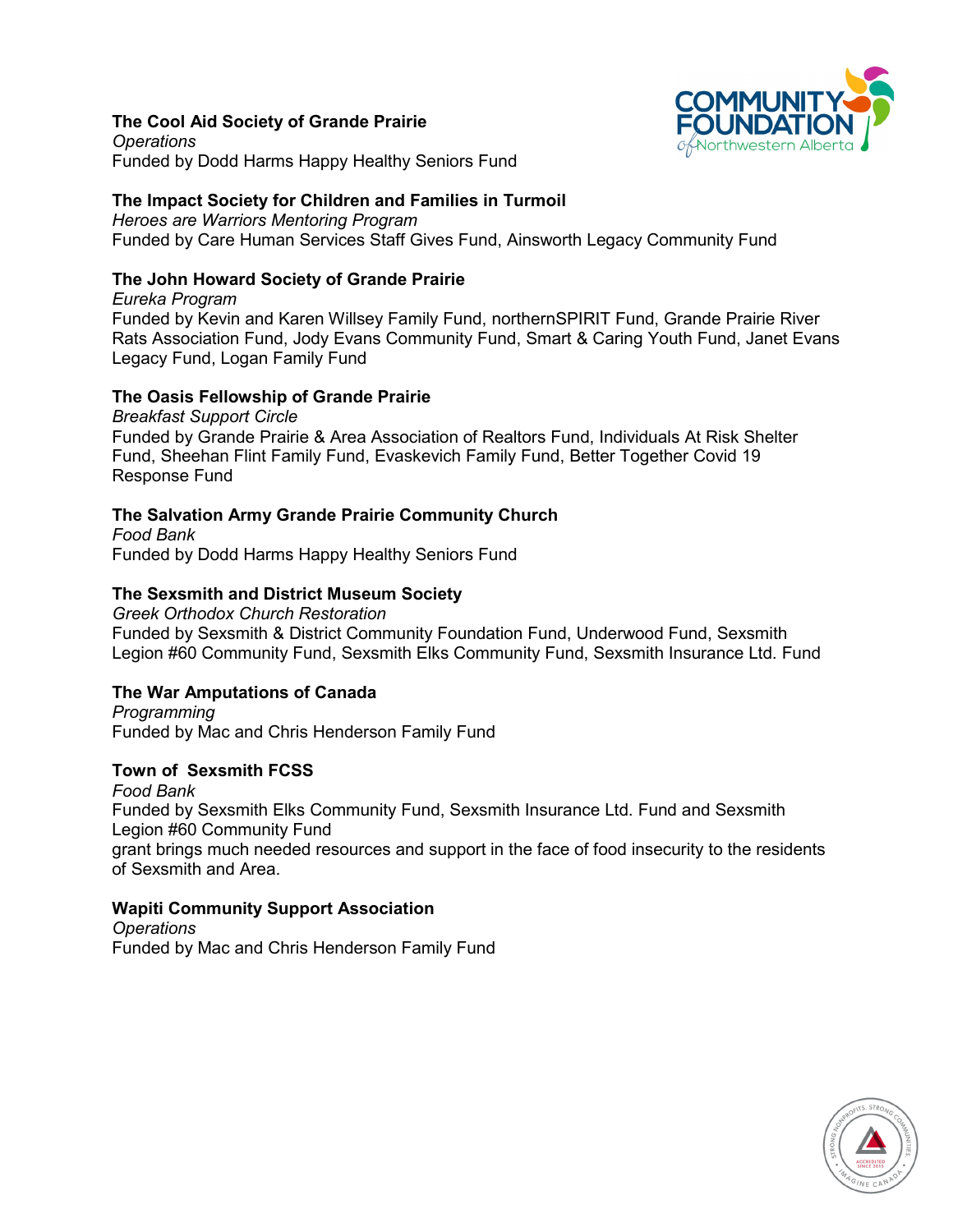**The Cool Aid Society of Grande Prairie**
*Operations*
Funded by Dodd Harms Happy Healthy Seniors Fund

**The Impact Society for Children and Families in Turmoil**
*Heroes are Warriors Mentoring Program*
Funded by Care Human Services Staff Gives Fund, Ainsworth Legacy Community Fund

**The John Howard Society of Grande Prairie**
*Eureka Program*
Funded by Kevin and Karen Willsey Family Fund, northernSPIRIT Fund, Grande Prairie River Rats Association Fund, Jody Evans Community Fund, Smart & Caring Youth Fund, Janet Evans Legacy Fund, Logan Family Fund

**The Oasis Fellowship of Grande Prairie**
*Breakfast Support Circle*
Funded by Grande Prairie & Area Association of Realtors Fund, Individuals At Risk Shelter Fund, Sheehan Flint Family Fund, Evaskevich Family Fund, Better Together Covid 19 Response Fund

**The Salvation Army Grande Prairie Community Church**
*Food Bank*
Funded by Dodd Harms Happy Healthy Seniors Fund

**The Sexsmith and District Museum Society**
*Greek Orthodox Church Restoration*
Funded by Sexsmith & District Community Foundation Fund, Underwood Fund, Sexsmith Legion #60 Community Fund, Sexsmith Elks Community Fund, Sexsmith Insurance Ltd. Fund

**The War Amputations of Canada**
*Programming*
Funded by Mac and Chris Henderson Family Fund

**Town of Sexsmith FCSS**
*Food Bank*
Funded by Sexsmith Elks Community Fund, Sexsmith Insurance Ltd. Fund and Sexsmith Legion #60 Community Fund
grant brings much needed resources and support in the face of food insecurity to the residents of Sexsmith and Area.

**Wapiti Community Support Association**
*Operations*
Funded by Mac and Chris Henderson Family Fund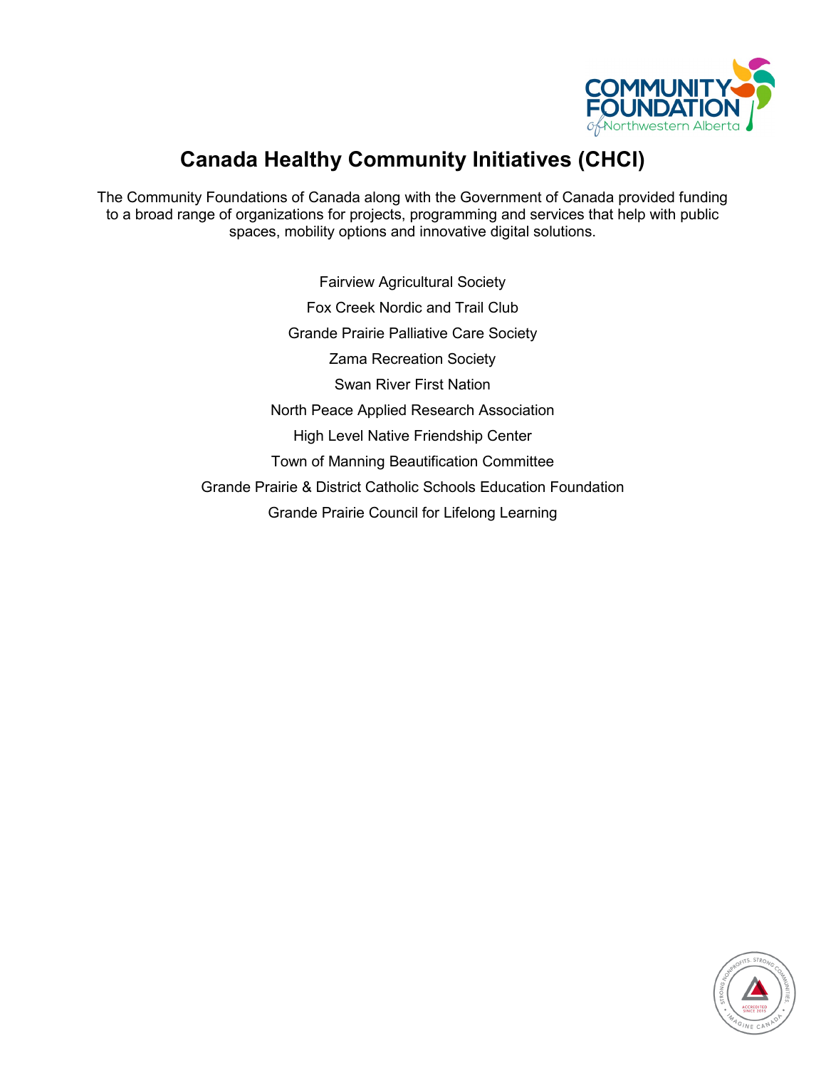# Canada Healthy Community Initiatives (CHCI)

The Community Foundations of Canada along with the Government of Canada provided funding to a broad range of organizations for projects, programming and services that help with public spaces, mobility options and innovative digital solutions.

Fairview Agricultural Society

Fox Creek Nordic and Trail Club

Grande Prairie Palliative Care Society

Zama Recreation Society

Swan River First Nation

North Peace Applied Research Association

High Level Native Friendship Center

Town of Manning Beautification Committee

Grande Prairie & District Catholic Schools Education Foundation

Grande Prairie Council for Lifelong Learning